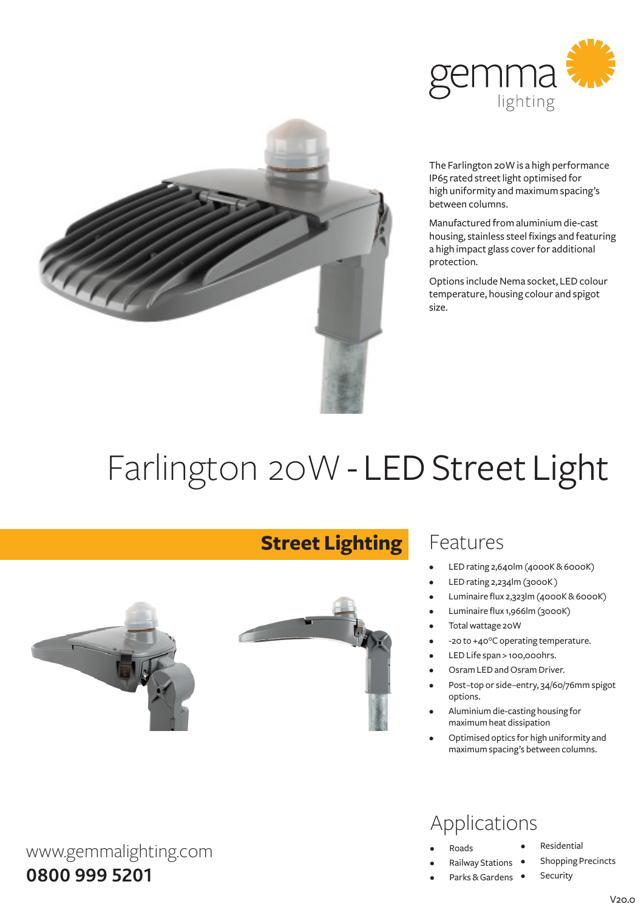gemma lighting

The Farlington 20W is a high performance IP65 rated street light optimised for high uniformity and maximum spacing's between columns.

Manufactured from aluminium die-cast housing, stainless steel fixings and featuring a high impact glass cover for additional protection.

Options include Nema socket, LED colour temperature, housing colour and spigot size.

# Farlington 20W - LED Street Light

## Street Lighting

## Features

- LED rating 2,640lm (4000K & 6000K)
- LED rating 2,234lm (3000K )
- Luminaire flux 2,323lm (4000K & 6000K)
- Luminaire flux 1,966lm (3000K)
- Total wattage 20W
- -20 to +40°C operating temperature.
- LED Life span > 100,000hrs.
- Osram LED and Osram Driver.
- Post–top or side–entry, 34/60/76mm spigot options.
- Aluminium die-casting housing for maximum heat dissipation
- Optimised optics for high uniformity and maximum spacing's between columns.

## Applications

- Roads
- Railway Stations
- Parks & Gardens
- Residential
- Shopping Precincts
- Security

www.gemmalighting.com

**0800 999 5201**

V20.0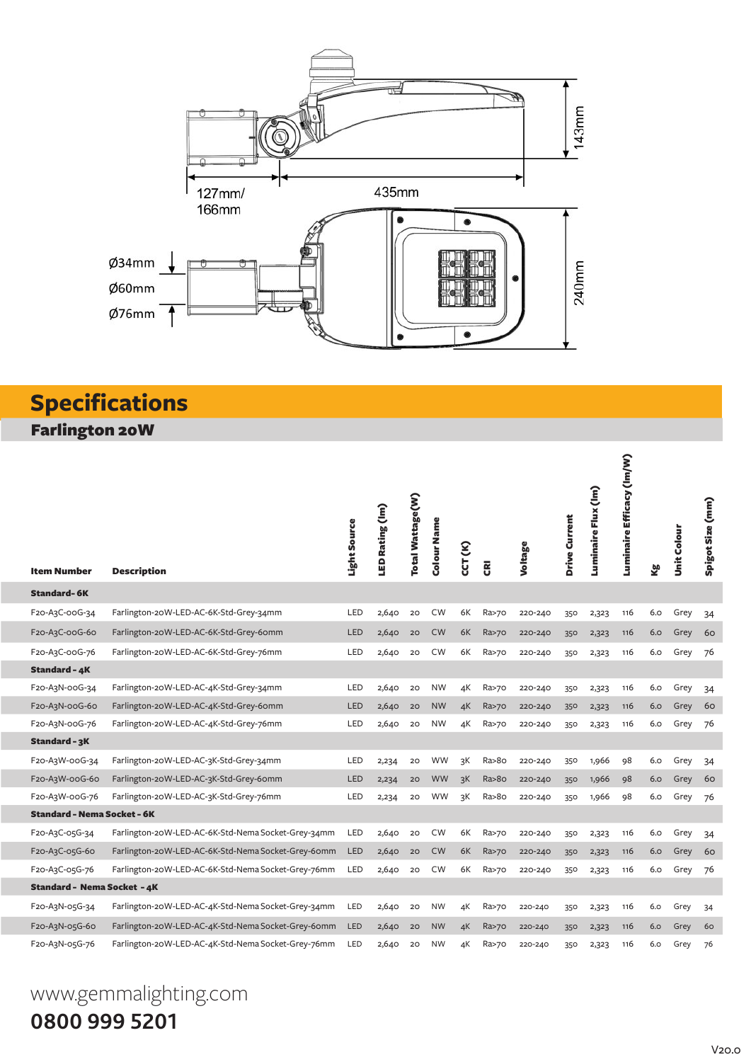143mm

127mm/
166mm

435mm

Ø34mm
Ø60mm
Ø76mm

240mm

## Specifications

### Farlington 20W

| Item Number | Description | Light Source | LED Rating (lm) | Total Wattage (W) | Colour Name | CCT (K) | CRI | Voltage | Drive Current | Luminaire Flux (lm) | Luminaire Efficacy (lm/W) | Kg | Unit Colour | Spigot Size (mm) |
|---|---|---|---|---|---|---|---|---|---|---|---|---|---|---|
| **Standard - 6K** | | | | | | | | | | | | | | |
| F20-A3C-00G-34 | Farlington-20W-LED-AC-6K-Std-Grey-34mm | LED | 2,640 | 20 | CW | 6K | Ra>70 | 220-240 | 350 | 2,323 | 116 | 6.0 | Grey | 34 |
| F20-A3C-00G-60 | Farlington-20W-LED-AC-6K-Std-Grey-60mm | LED | 2,640 | 20 | CW | 6K | Ra>70 | 220-240 | 350 | 2,323 | 116 | 6.0 | Grey | 60 |
| F20-A3C-00G-76 | Farlington-20W-LED-AC-6K-Std-Grey-76mm | LED | 2,640 | 20 | CW | 6K | Ra>70 | 220-240 | 350 | 2,323 | 116 | 6.0 | Grey | 76 |
| **Standard - 4K** | | | | | | | | | | | | | | |
| F20-A3N-00G-34 | Farlington-20W-LED-AC-4K-Std-Grey-34mm | LED | 2,640 | 20 | NW | 4K | Ra>70 | 220-240 | 350 | 2,323 | 116 | 6.0 | Grey | 34 |
| F20-A3N-00G-60 | Farlington-20W-LED-AC-4K-Std-Grey-60mm | LED | 2,640 | 20 | NW | 4K | Ra>70 | 220-240 | 350 | 2,323 | 116 | 6.0 | Grey | 60 |
| F20-A3N-00G-76 | Farlington-20W-LED-AC-4K-Std-Grey-76mm | LED | 2,640 | 20 | NW | 4K | Ra>70 | 220-240 | 350 | 2,323 | 116 | 6.0 | Grey | 76 |
| **Standard - 3K** | | | | | | | | | | | | | | |
| F20-A3W-00G-34 | Farlington-20W-LED-AC-3K-Std-Grey-34mm | LED | 2,234 | 20 | WW | 3K | Ra>80 | 220-240 | 350 | 1,966 | 98 | 6.0 | Grey | 34 |
| F20-A3W-00G-60 | Farlington-20W-LED-AC-3K-Std-Grey-60mm | LED | 2,234 | 20 | WW | 3K | Ra>80 | 220-240 | 350 | 1,966 | 98 | 6.0 | Grey | 60 |
| F20-A3W-00G-76 | Farlington-20W-LED-AC-3K-Std-Grey-76mm | LED | 2,234 | 20 | WW | 3K | Ra>80 | 220-240 | 350 | 1,966 | 98 | 6.0 | Grey | 76 |
| **Standard - Nema Socket - 6K** | | | | | | | | | | | | | | |
| F20-A3C-05G-34 | Farlington-20W-LED-AC-6K-Std-Nema Socket-Grey-34mm | LED | 2,640 | 20 | CW | 6K | Ra>70 | 220-240 | 350 | 2,323 | 116 | 6.0 | Grey | 34 |
| F20-A3C-05G-60 | Farlington-20W-LED-AC-6K-Std-Nema Socket-Grey-60mm | LED | 2,640 | 20 | CW | 6K | Ra>70 | 220-240 | 350 | 2,323 | 116 | 6.0 | Grey | 60 |
| F20-A3C-05G-76 | Farlington-20W-LED-AC-6K-Std-Nema Socket-Grey-76mm | LED | 2,640 | 20 | CW | 6K | Ra>70 | 220-240 | 350 | 2,323 | 116 | 6.0 | Grey | 76 |
| **Standard - Nema Socket - 4K** | | | | | | | | | | | | | | |
| F20-A3N-05G-34 | Farlington-20W-LED-AC-4K-Std-Nema Socket-Grey-34mm | LED | 2,640 | 20 | NW | 4K | Ra>70 | 220-240 | 350 | 2,323 | 116 | 6.0 | Grey | 34 |
| F20-A3N-05G-60 | Farlington-20W-LED-AC-4K-Std-Nema Socket-Grey-60mm | LED | 2,640 | 20 | NW | 4K | Ra>70 | 220-240 | 350 | 2,323 | 116 | 6.0 | Grey | 60 |
| F20-A3N-05G-76 | Farlington-20W-LED-AC-4K-Std-Nema Socket-Grey-76mm | LED | 2,640 | 20 | NW | 4K | Ra>70 | 220-240 | 350 | 2,323 | 116 | 6.0 | Grey | 76 |

www.gemmalighting.com

**0800 999 5201**

V20.0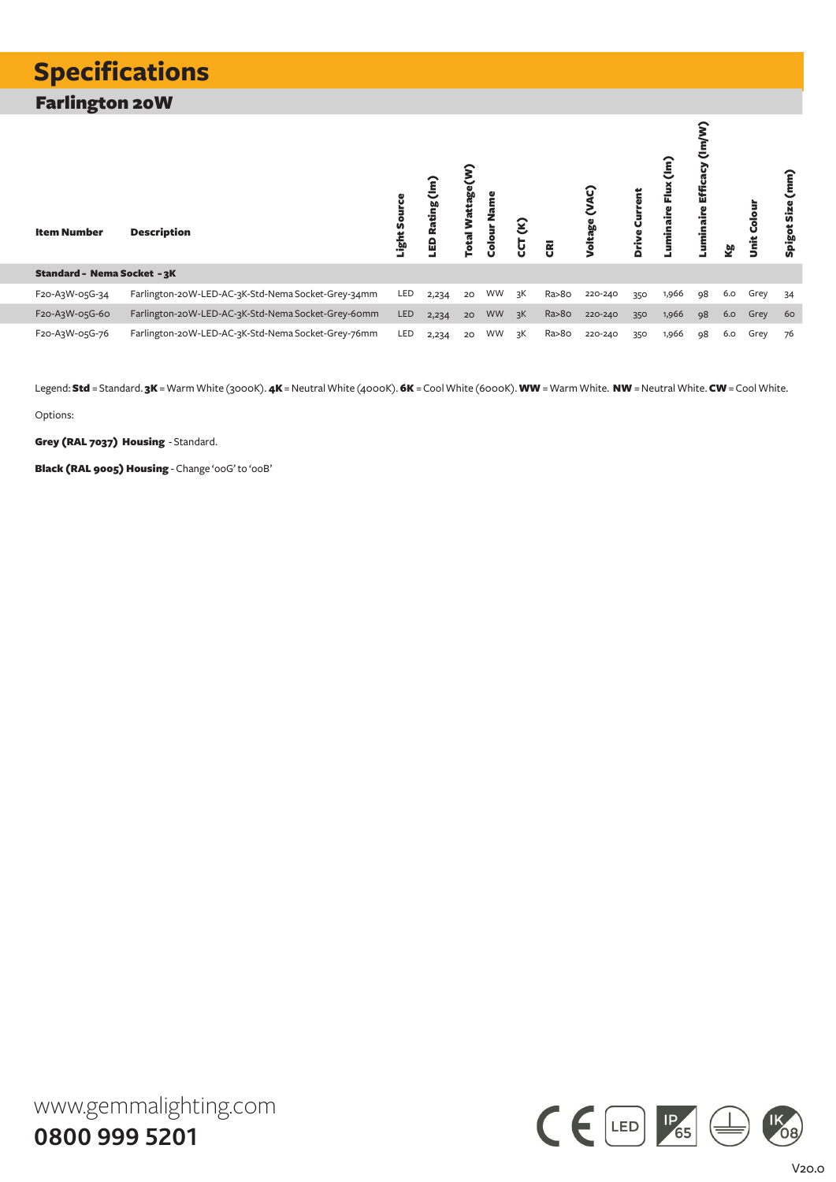# Specifications

## Farlington 20W

| Item Number | Description | Light Source | LED Rating (lm) | Total Wattage(W) | Colour Name | CCT (K) | CRI | Voltage (VAC) | Drive Current | Luminaire Flux (lm) | Luminaire Efficacy (lm/W) | Kg | Unit Colour | Spigot Size (mm) |
|---|---|---|---|---|---|---|---|---|---|---|---|---|---|---|
| **Standard - Nema Socket - 3K** | | | | | | | | | | | | | | |
| F20-A3W-05G-34 | Farlington-20W-LED-AC-3K-Std-Nema Socket-Grey-34mm | LED | 2,234 | 20 | WW | 3K | Ra>80 | 220-240 | 350 | 1,966 | 98 | 6.0 | Grey | 34 |
| F20-A3W-05G-60 | Farlington-20W-LED-AC-3K-Std-Nema Socket-Grey-60mm | LED | 2,234 | 20 | WW | 3K | Ra>80 | 220-240 | 350 | 1,966 | 98 | 6.0 | Grey | 60 |
| F20-A3W-05G-76 | Farlington-20W-LED-AC-3K-Std-Nema Socket-Grey-76mm | LED | 2,234 | 20 | WW | 3K | Ra>80 | 220-240 | 350 | 1,966 | 98 | 6.0 | Grey | 76 |

Legend: **Std** = Standard. **3K** = Warm White (3000K). **4K** = Neutral White (4000K). **6K** = Cool White (6000K). **WW** = Warm White. **NW** = Neutral White. **CW** = Cool White.

Options:

**Grey (RAL 7037) Housing** - Standard.

**Black (RAL 9005) Housing** - Change '00G' to '00B'

www.gemmalighting.com
**0800 999 5201**

V20.0